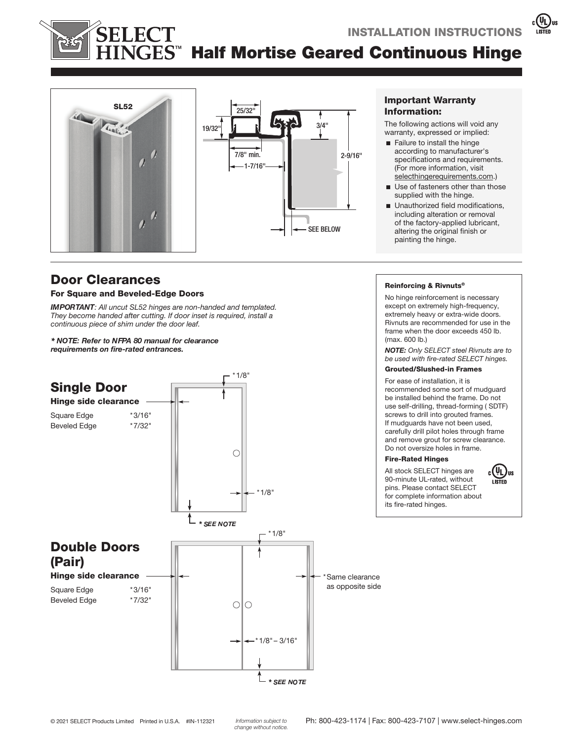# SELECT HINGES™

INSTALLATION INSTRUCTIONS

# Half Mortise Geared Continuous Hinge

SL52

25/32"

19/32"

3/4"

7/8" min.

2-9/16"

1-7/16"

SEE BELOW

### Important Warranty Information:

The following actions will void any warranty, expressed or implied:

- Failure to install the hinge according to manufacturer's specifications and requirements. (For more information, visit selecthingerequirements.com.)
- Use of fasteners other than those supplied with the hinge.
- Unauthorized field modifications, including alteration or removal of the factory-applied lubricant, altering the original finish or painting the hinge.

## Door Clearances

### For Square and Beveled-Edge Doors

***IMPORTANT**: All uncut SL52 hinges are non-handed and templated. They become handed after cutting. If door inset is required, install a continuous piece of shim under the door leaf.*

***\* NOTE: Refer to NFPA 80 manual for clearance requirements on fire-rated entrances.***

## Single Door

### Hinge side clearance

| | |
|---|---|
| Square Edge | *3/16" |
| Beveled Edge | *7/32" |

*1/8"

*1/8"

*** SEE NOTE**

## Double Doors (Pair)

### Hinge side clearance

| | |
|---|---|
| Square Edge | *3/16" |
| Beveled Edge | *7/32" |

*1/8"

*Same clearance as opposite side

*1/8" – 3/16"

*** SEE NOTE**

#### Reinforcing & Rivnuts®

No hinge reinforcement is necessary except on extremely high-frequency, extremely heavy or extra-wide doors. Rivnuts are recommended for use in the frame when the door exceeds 450 lb. (max. 600 lb.)

***NOTE:** Only SELECT steel Rivnuts are to be used with fire-rated SELECT hinges.*

#### Grouted/Slushed-in Frames

For ease of installation, it is recommended some sort of mudguard be installed behind the frame. Do not use self-drilling, thread-forming ( SDTF) screws to drill into grouted frames. If mudguards have not been used, carefully drill pilot holes through frame and remove grout for screw clearance. Do not oversize holes in frame.

#### Fire-Rated Hinges

All stock SELECT hinges are 90-minute UL-rated, without pins. Please contact SELECT for complete information about its fire-rated hinges.

© 2021 SELECT Products Limited Printed in U.S.A. #IN-112321 *Information subject to change without notice.* Ph: 800-423-1174 | Fax: 800-423-7107 | www.select-hinges.com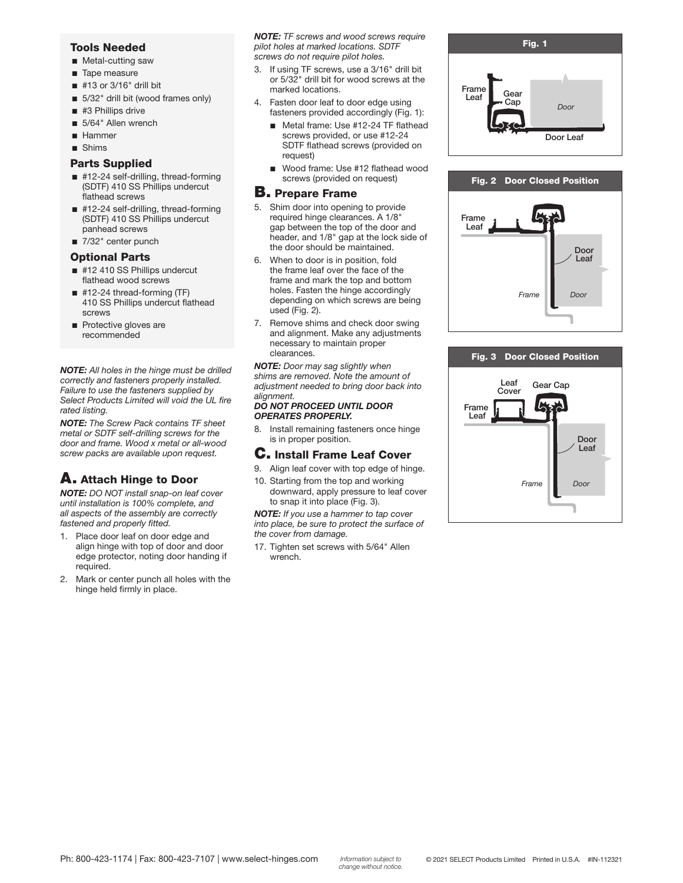## Tools Needed

- Metal-cutting saw
- Tape measure
- #13 or 3/16" drill bit
- 5/32" drill bit (wood frames only)
- #3 Phillips drive
- 5/64" Allen wrench
- Hammer
- Shims

## Parts Supplied

- #12-24 self-drilling, thread-forming (SDTF) 410 SS Phillips undercut flathead screws
- #12-24 self-drilling, thread-forming (SDTF) 410 SS Phillips undercut panhead screws
- 7/32" center punch

## Optional Parts

- #12 410 SS Phillips undercut flathead wood screws
- #12-24 thread-forming (TF) 410 SS Phillips undercut flathead screws
- Protective gloves are recommended

***NOTE:*** *All holes in the hinge must be drilled correctly and fasteners properly installed. Failure to use the fasteners supplied by Select Products Limited will void the UL fire rated listing.*

***NOTE:*** *The Screw Pack contains TF sheet metal or SDTF self-drilling screws for the door and frame. Wood x metal or all-wood screw packs are available upon request.*

## A. Attach Hinge to Door

***NOTE:*** *DO NOT install snap-on leaf cover until installation is 100% complete, and all aspects of the assembly are correctly fastened and properly fitted.*

1. Place door leaf on door edge and align hinge with top of door and door edge protector, noting door handing if required.
2. Mark or center punch all holes with the hinge held firmly in place.

***NOTE:*** *TF screws and wood screws require pilot holes at marked locations. SDTF screws do not require pilot holes.*

3. If using TF screws, use a 3/16" drill bit or 5/32" drill bit for wood screws at the marked locations.
4. Fasten door leaf to door edge using fasteners provided accordingly (Fig. 1):
   - Metal frame: Use #12-24 TF flathead screws provided, or use #12-24 SDTF flathead screws (provided on request)
   - Wood frame: Use #12 flathead wood screws (provided on request)

## B. Prepare Frame

5. Shim door into opening to provide required hinge clearances. A 1/8" gap between the top of the door and header, and 1/8" gap at the lock side of the door should be maintained.
6. When to door is in position, fold the frame leaf over the face of the frame and mark the top and bottom holes. Fasten the hinge accordingly depending on which screws are being used (Fig. 2).
7. Remove shims and check door swing and alignment. Make any adjustments necessary to maintain proper clearances.

***NOTE:*** *Door may sag slightly when shims are removed. Note the amount of adjustment needed to bring door back into alignment.*
***DO NOT PROCEED UNTIL DOOR OPERATES PROPERLY.***

8. Install remaining fasteners once hinge is in proper position.

## C. Install Frame Leaf Cover

9. Align leaf cover with top edge of hinge.
10. Starting from the top and working downward, apply pressure to leaf cover to snap it into place (Fig. 3).

***NOTE:*** *If you use a hammer to tap cover into place, be sure to protect the surface of the cover from damage.*

17. Tighten set screws with 5/64" Allen wrench.

**Fig. 1**

Frame Leaf
Gear Cap
Door
Door Leaf

**Fig. 2 Door Closed Position**

Frame Leaf
Door Leaf
Frame
Door

**Fig. 3 Door Closed Position**

Leaf Cover
Gear Cap
Frame Leaf
Door Leaf
Frame
Door

Ph: 800-423-1174 | Fax: 800-423-7107 | www.select-hinges.com *Information subject to change without notice.* © 2021 SELECT Products Limited Printed in U.S.A. #IN-112321